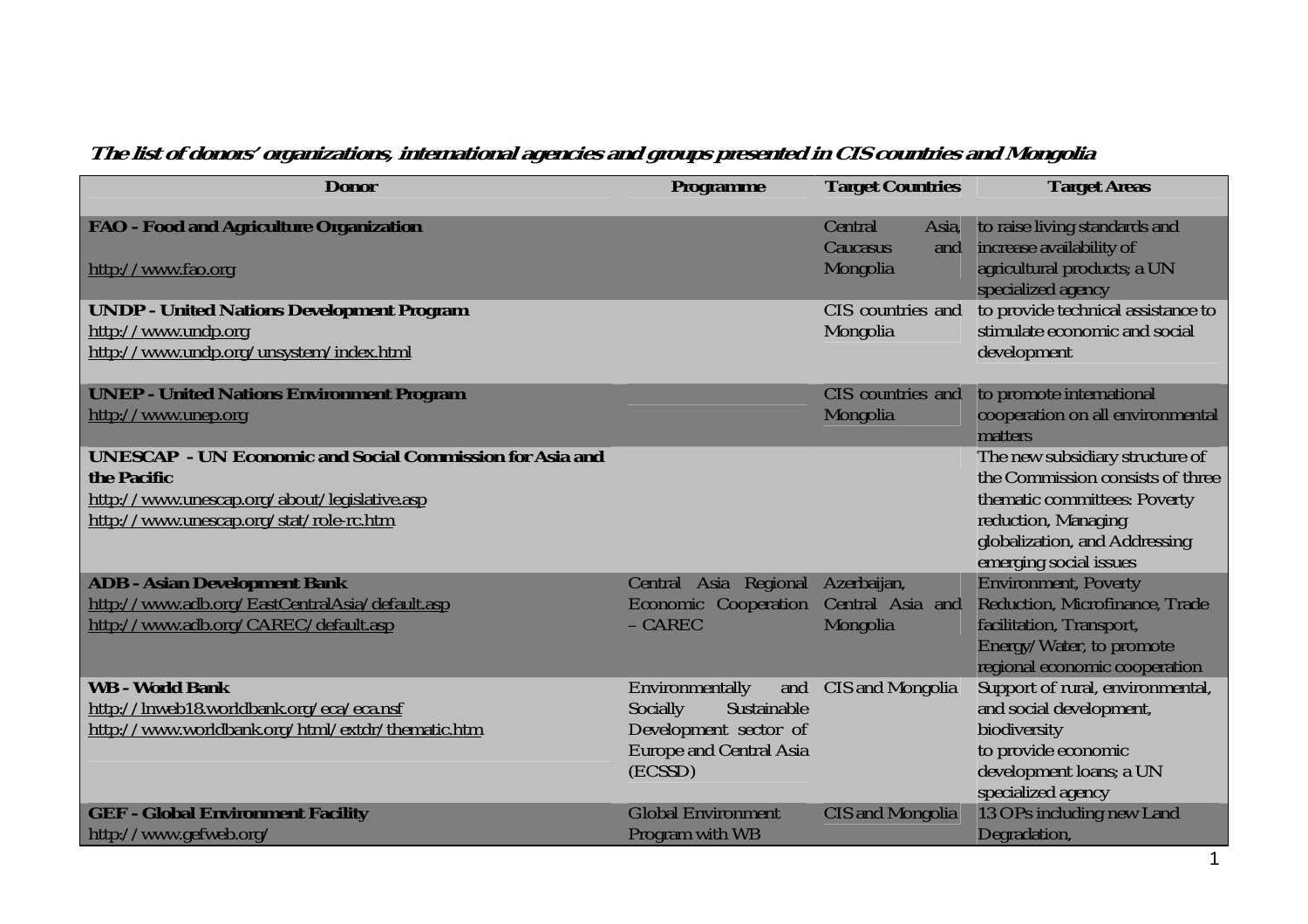***The list of donors' organizations, international agencies and groups presented in CIS countries and Mongolia***

| Donor | Programme | Target Countries | Target Areas |
|---|---|---|---|
| **FAO - Food and Agriculture Organization**<br><br>http://www.fao.org | | Central Asia, Caucasus and Mongolia | to raise living standards and increase availability of agricultural products; a UN specialized agency |
| **UNDP - United Nations Development Program**<br>http://www.undp.org<br>http://www.undp.org/unsystem/index.html | | CIS countries and Mongolia | to provide technical assistance to stimulate economic and social development |
| **UNEP - United Nations Environment Program**<br>http://www.unep.org | | CIS countries and Mongolia | to promote international cooperation on all environmental matters |
| **UNESCAP - UN Economic and Social Commission for Asia and the Pacific**<br>http://www.unescap.org/about/legislative.asp<br>http://www.unescap.org/stat/role-rc.htm | | | The new subsidiary structure of the Commission consists of three thematic committees: Poverty reduction, Managing globalization, and Addressing emerging social issues |
| **ADB - Asian Development Bank**<br>http://www.adb.org/EastCentralAsia/default.asp<br>http://www.adb.org/CAREC/default.asp | Central Asia Regional Economic Cooperation – CAREC | Azerbaijan, Central Asia and Mongolia | Environment, Poverty Reduction, Microfinance, Trade facilitation, Transport, Energy/Water, to promote regional economic cooperation |
| **WB - World Bank**<br>http://lnweb18.worldbank.org/eca/eca.nsf<br>http://www.worldbank.org/html/extdr/thematic.htm | Environmentally and Socially Sustainable Development sector of Europe and Central Asia (ECSSD) | CIS and Mongolia | Support of rural, environmental, and social development, biodiversity<br>to provide economic development loans; a UN specialized agency |
| **GEF - Global Environment Facility**<br>http://www.gefweb.org/ | Global Environment Program with WB | CIS and Mongolia | 13 OPs including new Land Degradation, |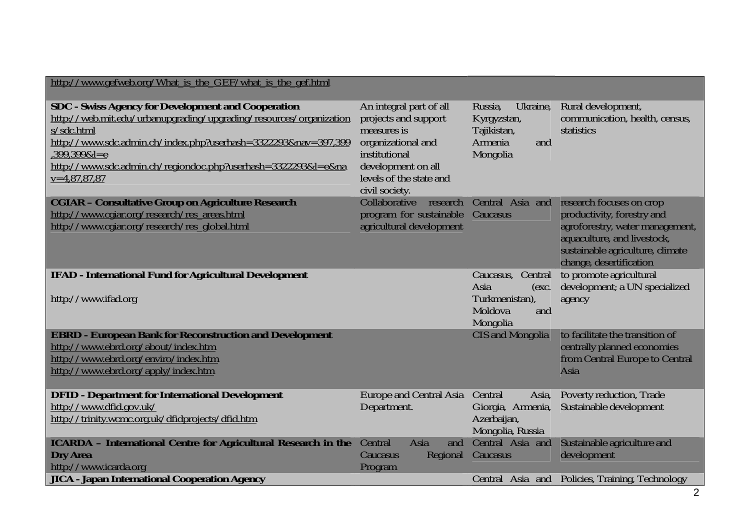| | | | |
|---|---|---|---|
| http://www.gefweb.org/What_is_the_GEF/what_is_the_gef.html | | | |
| **SDC - Swiss Agency for Development and Cooperation** http://web.mit.edu/urbanupgrading/upgrading/resources/organizations/sdc.html http://www.sdc.admin.ch/index.php?userhash=3322293&nav=397,399,399,399&l=e http://www.sdc.admin.ch/regiondoc.php?userhash=3322293&l=e&nav=4,87,87,87 | An integral part of all projects and support measures is organizational and institutional development on all levels of the state and civil society. | Russia, Ukraine, Kyrgyzstan, Tajikistan, Armenia and Mongolia | Rural development, communication, health, census, statistics |
| **CGIAR – Consultative Group on Agriculture Research** http://www.cgiar.org/research/res_areas.html http://www.cgiar.org/research/res_global.html | Collaborative research program for sustainable agricultural development | Central Asia and Caucasus | research focuses on crop productivity, forestry and agroforestry, water management, aquaculture, and livestock, sustainable agriculture, climate change, desertification |
| **IFAD - International Fund for Agricultural Development** http://www.ifad.org | | Caucasus, Central Asia (exc. Turkmenistan), Moldova and Mongolia | to promote agricultural development; a UN specialized agency |
| **EBRD - European Bank for Reconstruction and Development** http://www.ebrd.org/about/index.htm http://www.ebrd.org/enviro/index.htm http://www.ebrd.org/apply/index.htm | | CIS and Mongolia | to facilitate the transition of centrally planned economies from Central Europe to Central Asia |
| **DFID - Department for International Development** http://www.dfid.gov.uk/ http://trinity.wcmc.org.uk/dfidprojects/dfid.htm | Europe and Central Asia Department. | Central Asia, Giorgia, Armenia, Azerbaijan, Mongolia, Russia | Poverty reduction, Trade Sustainable development |
| **ICARDA – International Centre for Agricultural Research in the Dry Area** http://www.icarda.org | Central Asia and Caucasus Regional Program | Central Asia and Caucasus | Sustainable agriculture and development |
| **JICA - Japan International Cooperation Agency** | | Central Asia and | Policies, Training, Technology |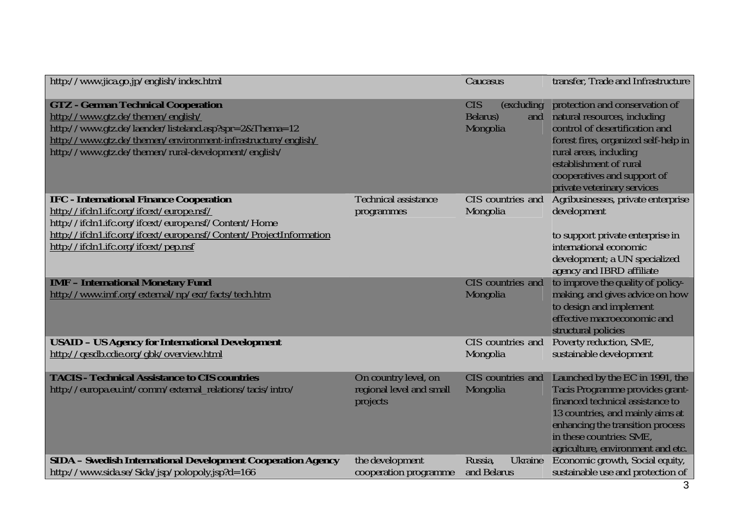| | | | |
|---|---|---|---|
| http://www.jica.go.jp/english/index.html | | Caucasus | transfer, Trade and Infrastructure |
| **GTZ - German Technical Cooperation**<br>http://www.gtz.de/themen/english/<br>http://www.gtz.de/laender/listeland.asp?spr=2&Thema=12<br>http://www.gtz.de/themen/environment-infrastructure/english/<br>http://www.gtz.de/themen/rural-development/english/ | | CIS (excluding Belarus) and Mongolia | protection and conservation of natural resources, including control of desertification and forest fires, organized self-help in rural areas, including establishment of rural cooperatives and support of private veterinary services |
| **IFC - International Finance Cooperation**<br>http://ifcln1.ifc.org/ifcext/europe.nsf/<br>http://ifcln1.ifc.org/ifcext/europe.nsf/Content/Home<br>http://ifcln1.ifc.org/ifcext/europe.nsf/Content/ProjectInformation<br>http://ifcln1.ifc.org/ifcext/pep.nsf | Technical assistance programmes | CIS countries and Mongolia | Agribusinesses, private enterprise development<br><br>to support private enterprise in international economic development; a UN specialized agency and IBRD affiliate |
| **IMF – International Monetary Fund**<br>http://www.imf.org/external/np/exr/facts/tech.htm | | CIS countries and Mongolia | to improve the quality of policy-making, and gives advice on how to design and implement effective macroeconomic and structural policies |
| **USAID – US Agency for International Development**<br>http://qesdb.cdie.org/gbk/overview.html | | CIS countries and Mongolia | Poverty reduction, SME, sustainable development |
| **TACIS - Technical Assistance to CIS countries**<br>http://europa.eu.int/comm/external_relations/tacis/intro/ | On country level, on regional level and small projects | CIS countries and Mongolia | Launched by the EC in 1991, the Tacis Programme provides grant-financed technical assistance to 13 countries, and mainly aims at enhancing the transition process in these countries: SME, agriculture, environment and etc. |
| **SIDA – Swedish International Development Cooperation Agency**<br>http://www.sida.se/Sida/jsp/polopoly.jsp?d=166 | the development cooperation programme | Russia, Ukraine and Belarus | Economic growth, Social equity, sustainable use and protection of |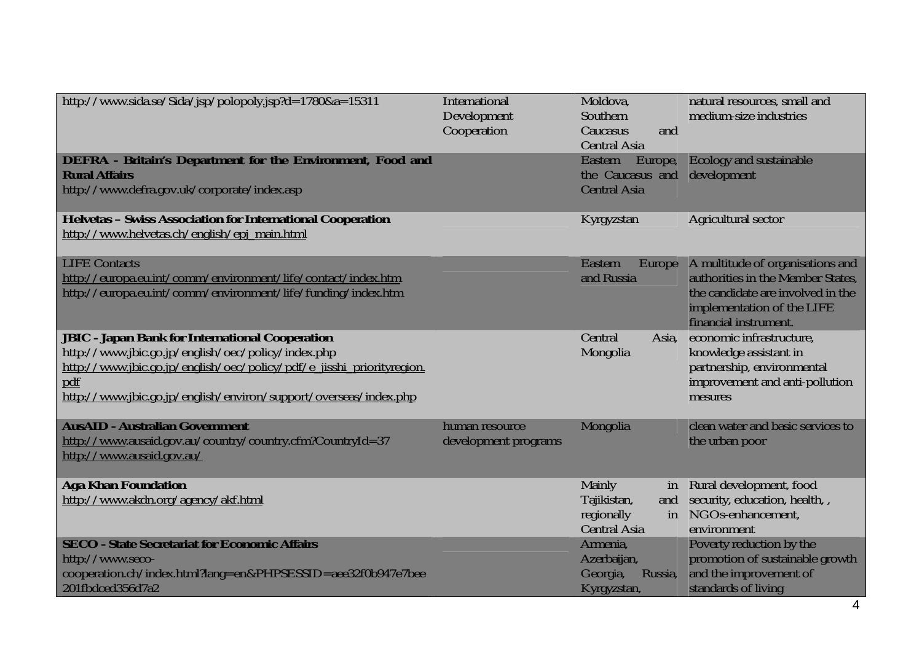| | | | |
|---|---|---|---|
| http://www.sida.se/Sida/jsp/polopoly.jsp?d=1780&a=15311 | International Development Cooperation | Moldova, Southern Caucasus and Central Asia | natural resources, small and medium-size industries |
| **DEFRA - Britain's Department for the Environment, Food and Rural Affairs**<br>http://www.defra.gov.uk/corporate/index.asp | | Eastern Europe, the Caucasus and Central Asia | Ecology and sustainable development |
| **Helvetas – Swiss Association for International Cooperation**<br>http://www.helvetas.ch/english/epj_main.html | | Kyrgyzstan | Agricultural sector |
| LIFE Contacts<br>http://europa.eu.int/comm/environment/life/contact/index.htm<br>http://europa.eu.int/comm/environment/life/funding/index.htm | | Eastern Europe and Russia | A multitude of organisations and authorities in the Member States, the candidate are involved in the implementation of the LIFE financial instrument. |
| **JBIC - Japan Bank for International Cooperation**<br>http://www.jbic.go.jp/english/oec/policy/index.php<br>http://www.jbic.go.jp/english/oec/policy/pdf/e_jisshi_priorityregion.pdf<br>http://www.jbic.go.jp/english/environ/support/overseas/index.php | | Central Asia, Mongolia | economic infrastructure, knowledge assistant in partnership, environmental improvement and anti-pollution mesures |
| **AusAID - Australian Government**<br>http://www.ausaid.gov.au/country/country.cfm?CountryId=37<br>http://www.ausaid.gov.au/ | human resource development programs | Mongolia | clean water and basic services to the urban poor |
| **Aga Khan Foundation**<br>http://www.akdn.org/agency/akf.html | | Mainly in Tajikistan, and regionally in Central Asia | Rural development, food security, education, health, , NGOs-enhancement, environment |
| **SECO - State Secretariat for Economic Affairs**<br>http://www.seco-cooperation.ch/index.html?lang=en&PHPSESSID=aee32f0b947e7bee201fbdced356d7a2 | | Armenia, Azerbaijan, Georgia, Russia, Kyrgyzstan, | Poverty reduction by the promotion of sustainable growth and the improvement of standards of living |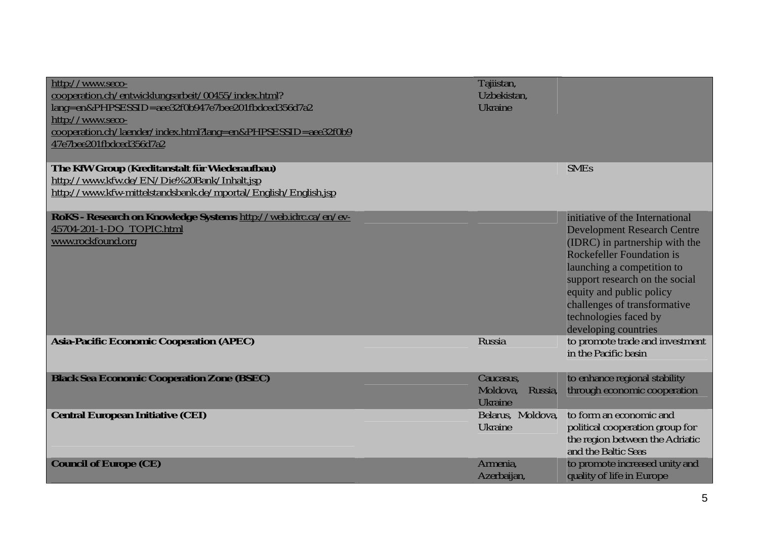| | | | |
|---|---|---|---|
| http://www.seco-cooperation.ch/entwicklungsarbeit/00455/index.html?lang=en&PHPSESSID=aee32f0b947e7bee201fbdced356d7a2<br>http://www.seco-cooperation.ch/laender/index.html?lang=en&PHPSESSID=aee32f0b947e7bee201fbdced356d7a2 | | Tajiistan, Uzbekistan, Ukraine | |
| **The KfW Group (Kreditanstalt für Wiederaufbau)**<br>http://www.kfw.de/EN/Die%20Bank/Inhalt.jsp<br>http://www.kfw-mittelstandsbank.de/mportal/English/English.jsp | | | SMEs |
| **RoKS - Research on Knowledge Systems** http://web.idrc.ca/en/ev-45704-201-1-DO_TOPIC.html<br>www.rockfound.org | | | initiative of the International Development Research Centre (IDRC) in partnership with the Rockefeller Foundation is launching a competition to support research on the social equity and public policy challenges of transformative technologies faced by developing countries |
| **Asia-Pacific Economic Cooperation (APEC)** | | Russia | to promote trade and investment in the Pacific basin |
| **Black Sea Economic Cooperation Zone (BSEC)** | | Caucasus, Moldova, Russia, Ukraine | to enhance regional stability through economic cooperation |
| **Central European Initiative (CEI)** | | Belarus, Moldova, Ukraine | to form an economic and political cooperation group for the region between the Adriatic and the Baltic Seas |
| **Council of Europe (CE)** | | Armenia, Azerbaijan, | to promote increased unity and quality of life in Europe |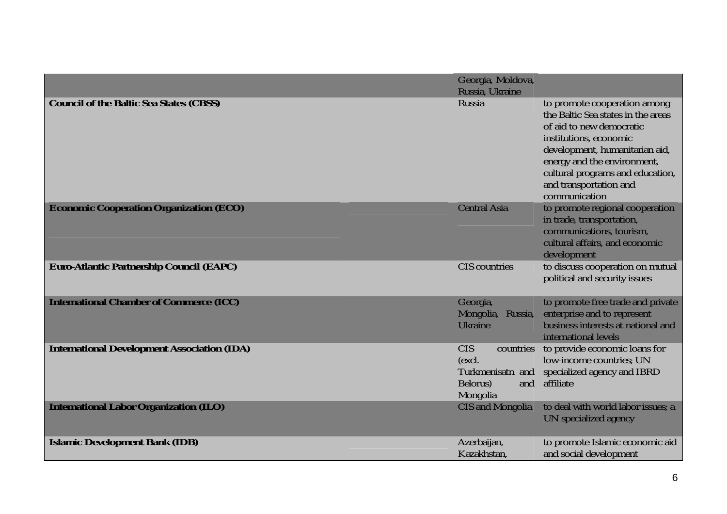|  |  |  |  |
|---|---|---|---|
|  |  | Georgia, Moldova, Russia, Ukraine |  |
| **Council of the Baltic Sea States (CBSS)** |  | Russia | to promote cooperation among the Baltic Sea states in the areas of aid to new democratic institutions, economic development, humanitarian aid, energy and the environment, cultural programs and education, and transportation and communication |
| **Economic Cooperation Organization (ECO)** |  | Central Asia | to promote regional cooperation in trade, transportation, communications, tourism, cultural affairs, and economic development |
| **Euro-Atlantic Partnership Council (EAPC)** |  | CIS countries | to discuss cooperation on mutual political and security issues |
| **International Chamber of Commerce (ICC)** |  | Georgia, Mongolia, Russia, Ukraine | to promote free trade and private enterprise and to represent business interests at national and international levels |
| **International Development Association (IDA)** |  | CIS countries (excl. Turkmenisatn and Belorus) and Mongolia | to provide economic loans for low-income countries; UN specialized agency and IBRD affiliate |
| **International Labor Organization (ILO)** |  | CIS and Mongolia | to deal with world labor issues; a UN specialized agency |
| **Islamic Development Bank (IDB)** |  | Azerbaijan, Kazakhstan, | to promote Islamic economic aid and social development |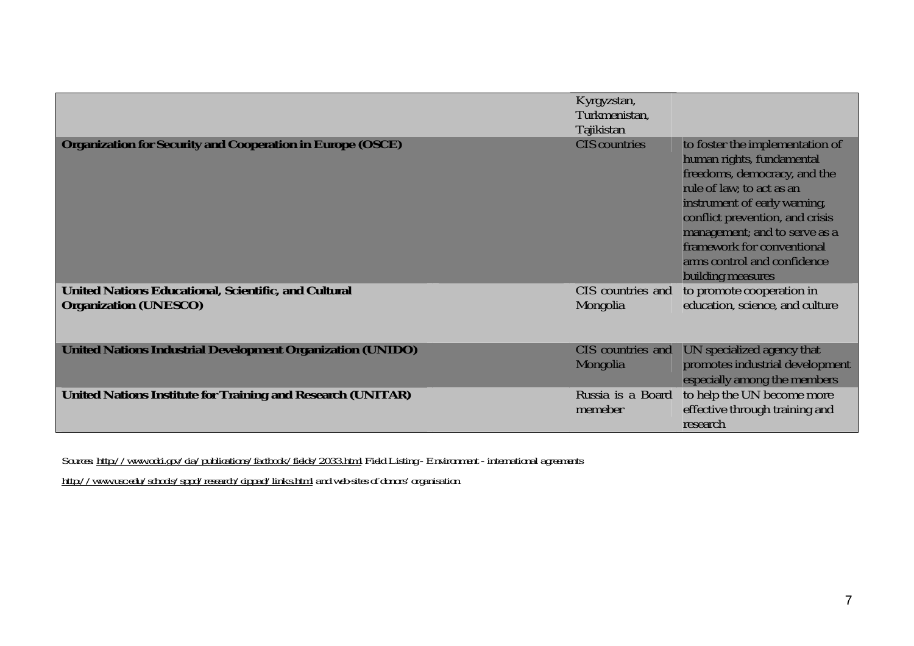| | | |
|---|---|---|
| | Kyrgyzstan, Turkmenistan, Tajikistan | |
| **Organization for Security and Cooperation in Europe (OSCE)** | CIS countries | to foster the implementation of human rights, fundamental freedoms, democracy, and the rule of law; to act as an instrument of early warning, conflict prevention, and crisis management; and to serve as a framework for conventional arms control and confidence building measures |
| **United Nations Educational, Scientific, and Cultural Organization (UNESCO)** | CIS countries and Mongolia | to promote cooperation in education, science, and culture |
| **United Nations Industrial Development Organization (UNIDO)** | CIS countries and Mongolia | UN specialized agency that promotes industrial development especially among the members |
| **United Nations Institute for Training and Research (UNITAR)** | Russia is a Board memeber | to help the UN become more effective through training and research |

Sources: http://www.odci.gov/cia/publications/factbook/fields/2033.html Field Listing - Environment - international agreements

http://www.usc.edu/schools/sppd/research/cippad/links.html and web-sites of donors' organisation